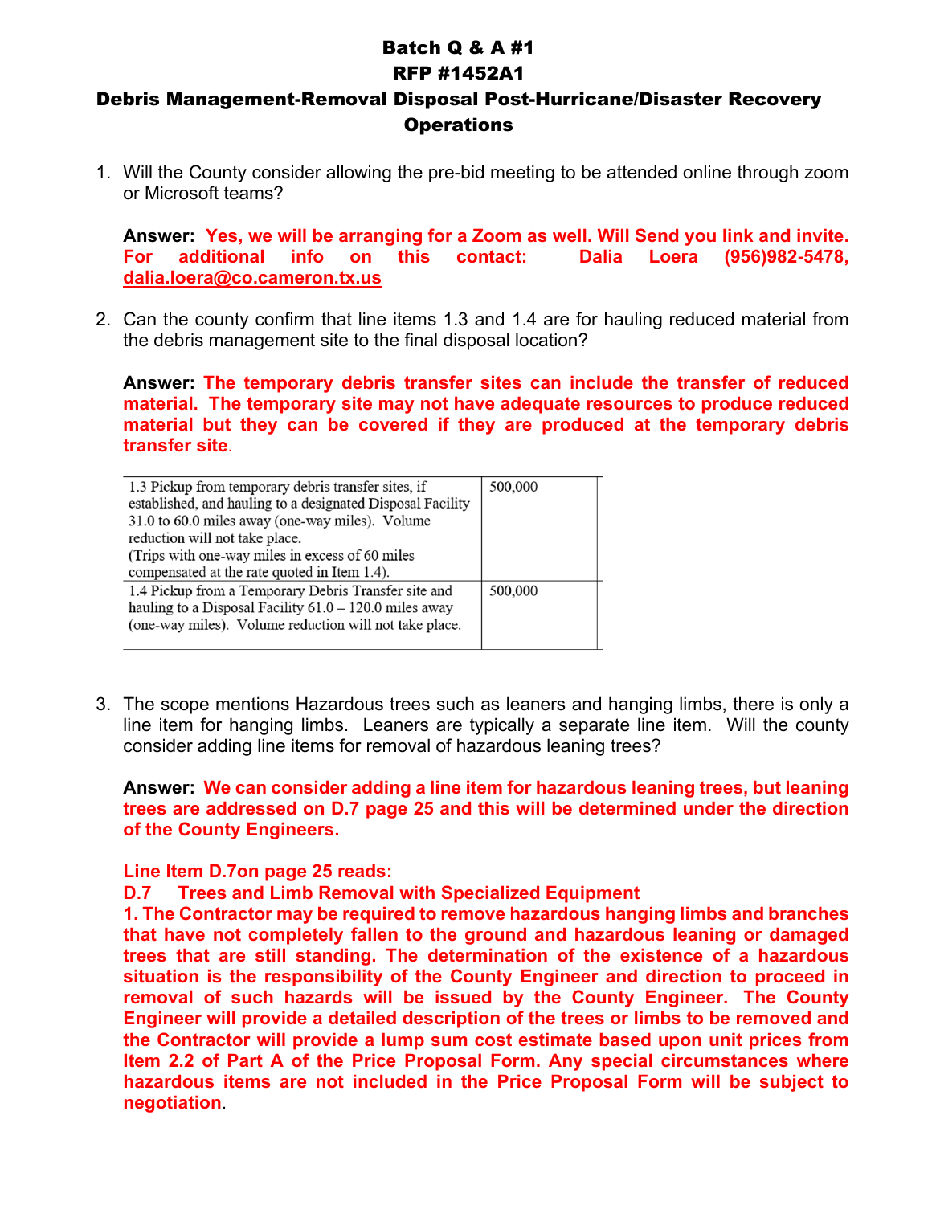# Batch Q & A #1
# RFP #1452A1
# Debris Management-Removal Disposal Post-Hurricane/Disaster Recovery Operations

1. Will the County consider allowing the pre-bid meeting to be attended online through zoom or Microsoft teams?

   **Answer: Yes, we will be arranging for a Zoom as well. Will Send you link and invite. For additional info on this contact: Dalia Loera (956)982-5478, dalia.loera@co.cameron.tx.us**

2. Can the county confirm that line items 1.3 and 1.4 are for hauling reduced material from the debris management site to the final disposal location?

   **Answer: The temporary debris transfer sites can include the transfer of reduced material. The temporary site may not have adequate resources to produce reduced material but they can be covered if they are produced at the temporary debris transfer site.**

| | | |
|---|---|---|
| 1.3 Pickup from temporary debris transfer sites, if established, and hauling to a designated Disposal Facility 31.0 to 60.0 miles away (one-way miles). Volume reduction will not take place. (Trips with one-way miles in excess of 60 miles compensated at the rate quoted in Item 1.4). | 500,000 | |
| 1.4 Pickup from a Temporary Debris Transfer site and hauling to a Disposal Facility 61.0 – 120.0 miles away (one-way miles). Volume reduction will not take place. | 500,000 | |

3. The scope mentions Hazardous trees such as leaners and hanging limbs, there is only a line item for hanging limbs. Leaners are typically a separate line item. Will the county consider adding line items for removal of hazardous leaning trees?

   **Answer: We can consider adding a line item for hazardous leaning trees, but leaning trees are addressed on D.7 page 25 and this will be determined under the direction of the County Engineers.**

   **Line Item D.7on page 25 reads:**

   **D.7 Trees and Limb Removal with Specialized Equipment**

   **1. The Contractor may be required to remove hazardous hanging limbs and branches that have not completely fallen to the ground and hazardous leaning or damaged trees that are still standing. The determination of the existence of a hazardous situation is the responsibility of the County Engineer and direction to proceed in removal of such hazards will be issued by the County Engineer. The County Engineer will provide a detailed description of the trees or limbs to be removed and the Contractor will provide a lump sum cost estimate based upon unit prices from Item 2.2 of Part A of the Price Proposal Form. Any special circumstances where hazardous items are not included in the Price Proposal Form will be subject to negotiation.**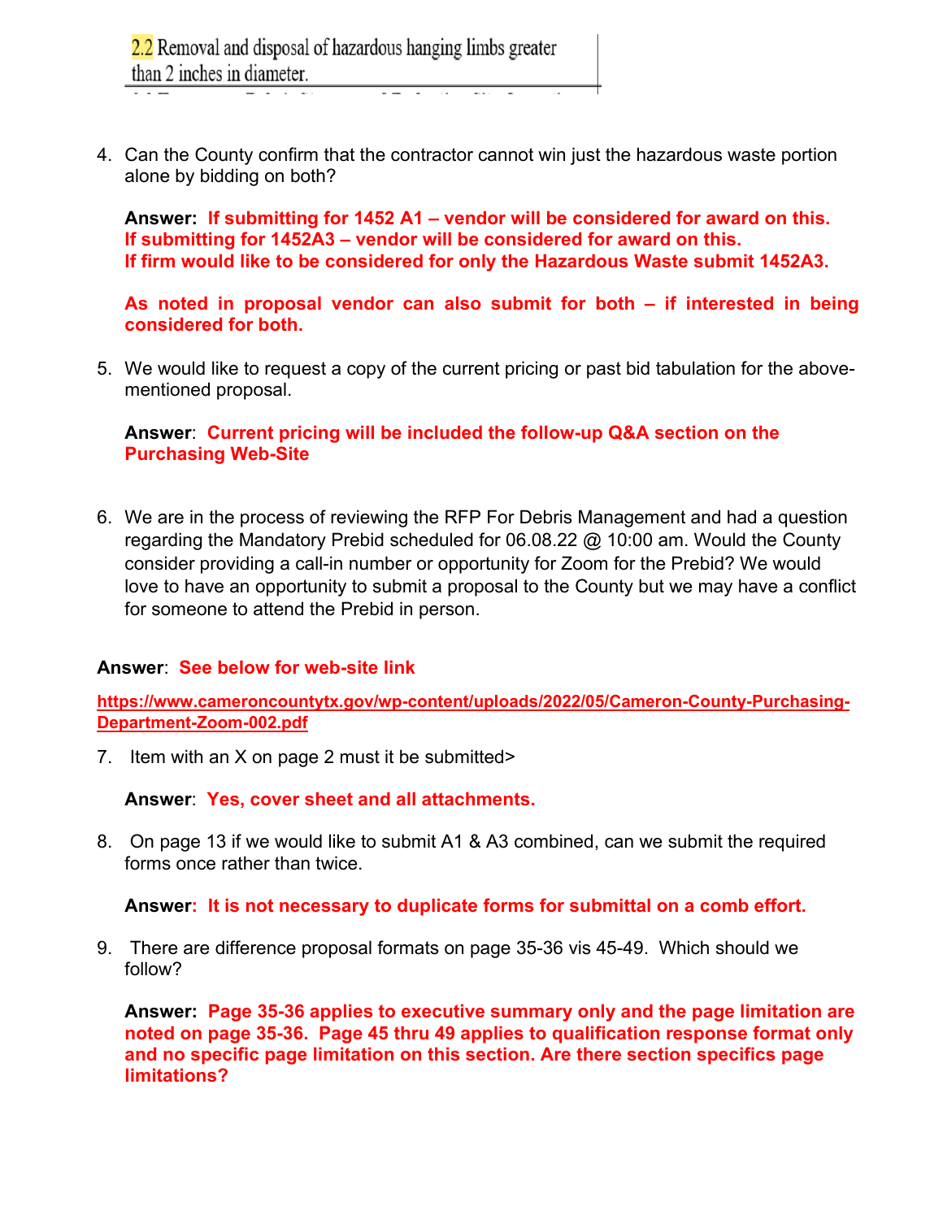2.2 Removal and disposal of hazardous hanging limbs greater than 2 inches in diameter.

4. Can the County confirm that the contractor cannot win just the hazardous waste portion alone by bidding on both?

   **Answer: If submitting for 1452 A1 – vendor will be considered for award on this. If submitting for 1452A3 – vendor will be considered for award on this. If firm would like to be considered for only the Hazardous Waste submit 1452A3.**

   **As noted in proposal vendor can also submit for both – if interested in being considered for both.**

5. We would like to request a copy of the current pricing or past bid tabulation for the above-mentioned proposal.

   **Answer**: **Current pricing will be included the follow-up Q&A section on the Purchasing Web-Site**

6. We are in the process of reviewing the RFP For Debris Management and had a question regarding the Mandatory Prebid scheduled for 06.08.22 @ 10:00 am. Would the County consider providing a call-in number or opportunity for Zoom for the Prebid? We would love to have an opportunity to submit a proposal to the County but we may have a conflict for someone to attend the Prebid in person.

**Answer**: **See below for web-site link**

**https://www.cameroncountytx.gov/wp-content/uploads/2022/05/Cameron-County-Purchasing-Department-Zoom-002.pdf**

7. Item with an X on page 2 must it be submitted>

   **Answer**: **Yes, cover sheet and all attachments.**

8. On page 13 if we would like to submit A1 & A3 combined, can we submit the required forms once rather than twice.

   **Answer: It is not necessary to duplicate forms for submittal on a comb effort.**

9. There are difference proposal formats on page 35-36 vis 45-49. Which should we follow?

   **Answer: Page 35-36 applies to executive summary only and the page limitation are noted on page 35-36. Page 45 thru 49 applies to qualification response format only and no specific page limitation on this section. Are there section specifics page limitations?**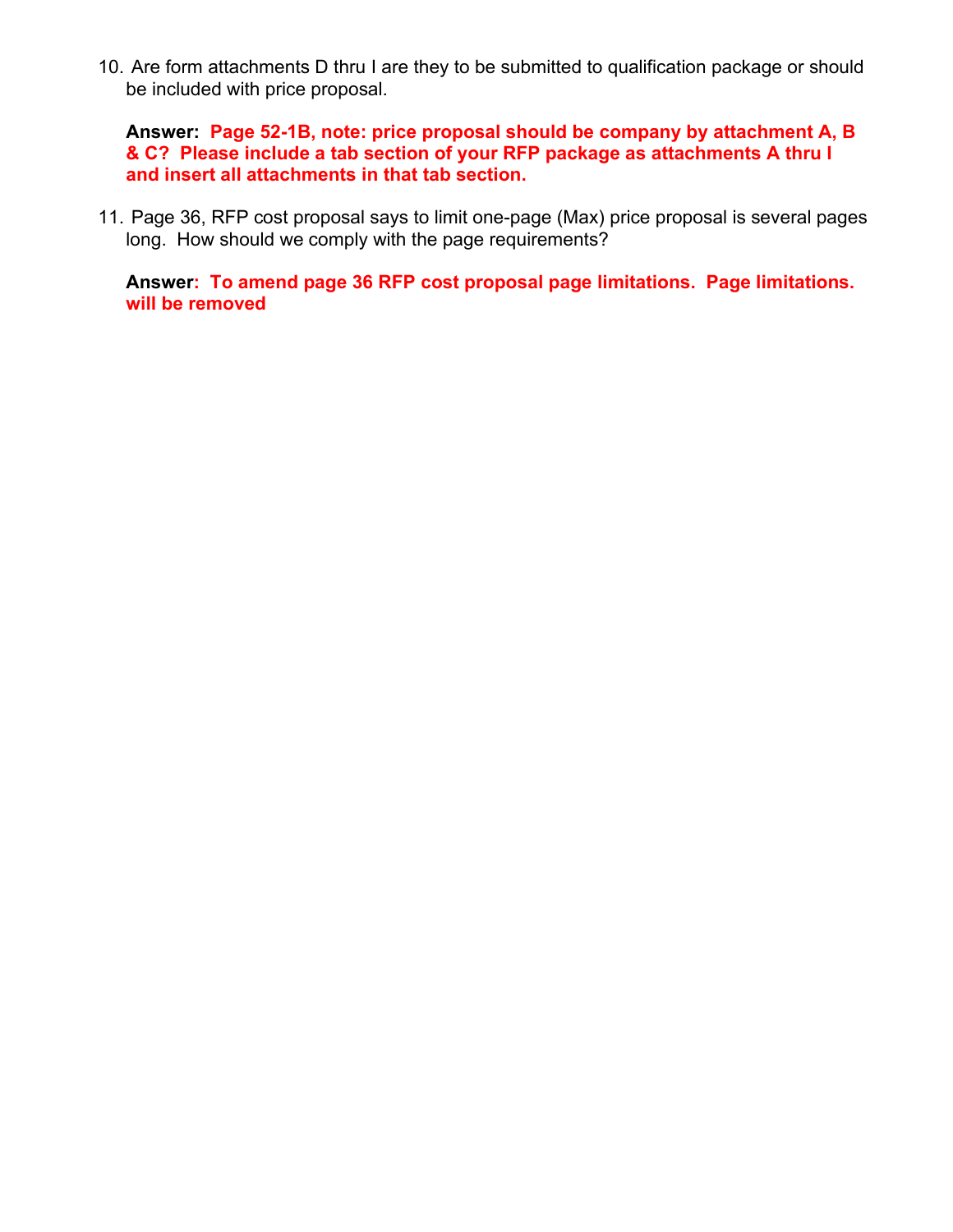10. Are form attachments D thru I are they to be submitted to qualification package or should be included with price proposal.

    **Answer: Page 52-1B, note: price proposal should be company by attachment A, B & C? Please include a tab section of your RFP package as attachments A thru I and insert all attachments in that tab section.**

11. Page 36, RFP cost proposal says to limit one-page (Max) price proposal is several pages long. How should we comply with the page requirements?

    **Answer: To amend page 36 RFP cost proposal page limitations. Page limitations. will be removed**